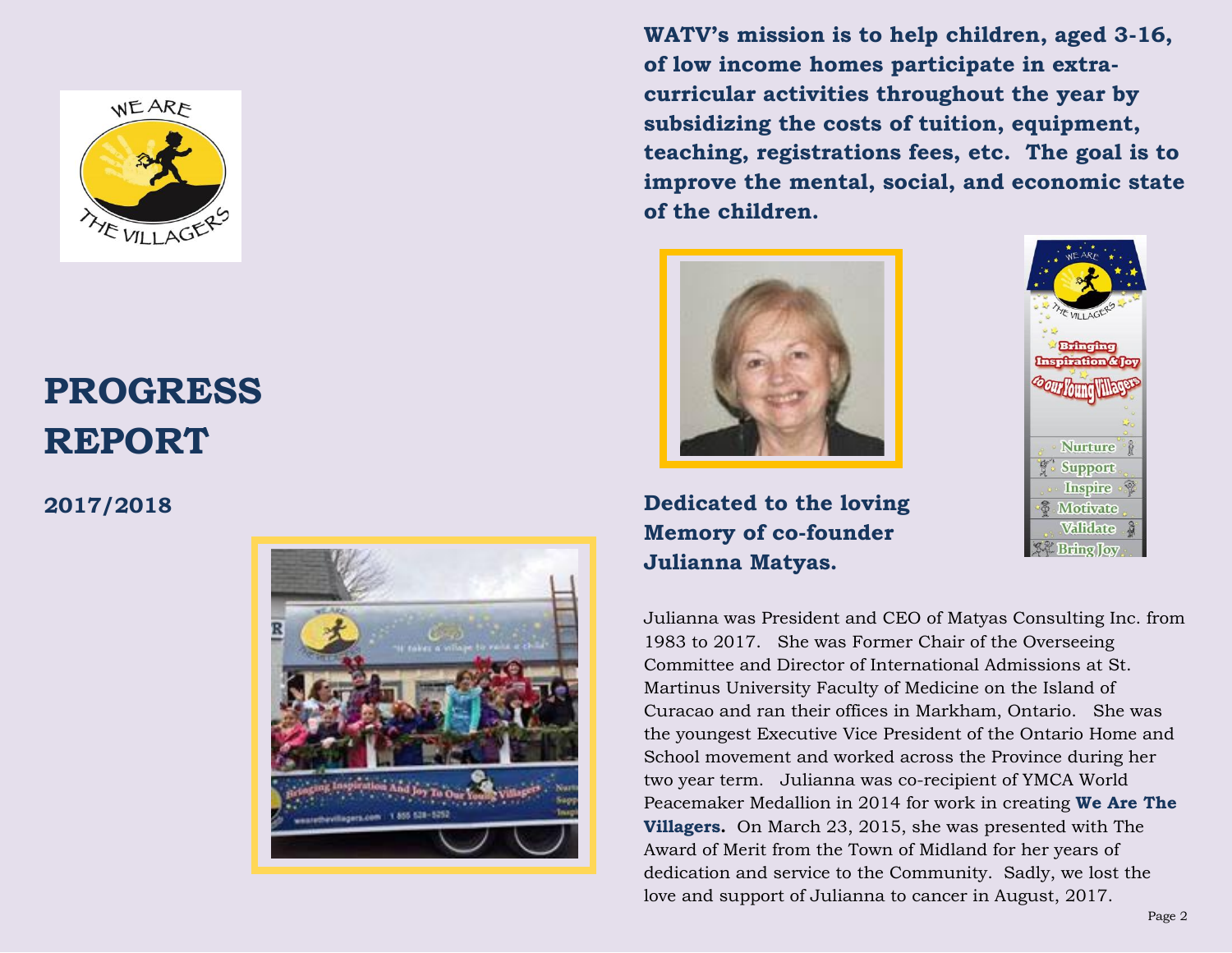# PROGRESS REPORT

## 2017/2018

**WATV's mission is to help children, aged 3-16, of low income homes participate in extra-curricular activities throughout the year by subsidizing the costs of tuition, equipment, teaching, registrations fees, etc. The goal is to improve the mental, social, and economic state of the children.**

### Dedicated to the loving Memory of co-founder Julianna Matyas.

Julianna was President and CEO of Matyas Consulting Inc. from 1983 to 2017. She was Former Chair of the Overseeing Committee and Director of International Admissions at St. Martinus University Faculty of Medicine on the Island of Curacao and ran their offices in Markham, Ontario. She was the youngest Executive Vice President of the Ontario Home and School movement and worked across the Province during her two year term. Julianna was co-recipient of YMCA World Peacemaker Medallion in 2014 for work in creating **We Are The Villagers.** On March 23, 2015, she was presented with The Award of Merit from the Town of Midland for her years of dedication and service to the Community. Sadly, we lost the love and support of Julianna to cancer in August, 2017.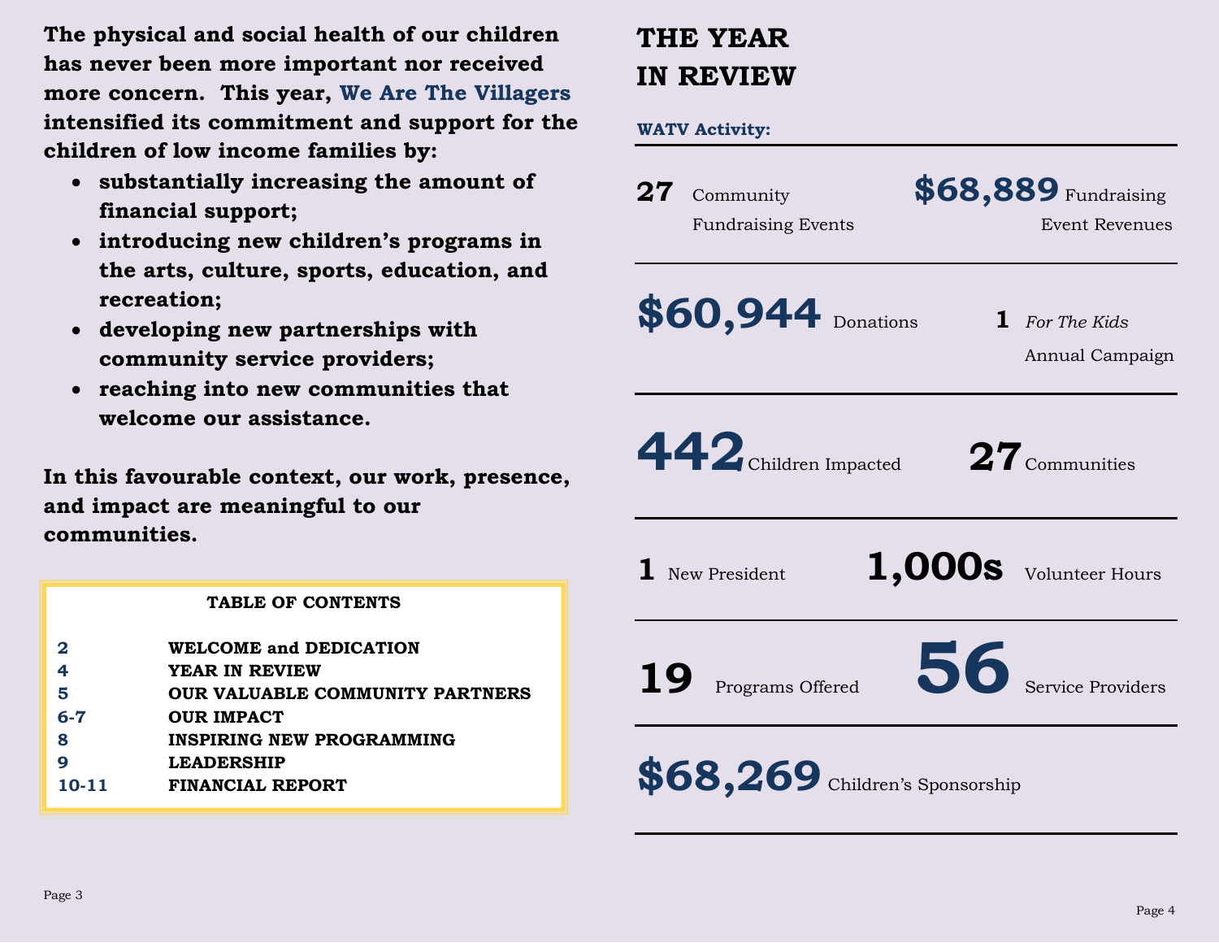**The physical and social health of our children has never been more important nor received more concern. This year, We Are The Villagers intensified its commitment and support for the children of low income families by:**

- **substantially increasing the amount of financial support;**
- **introducing new children's programs in the arts, culture, sports, education, and recreation;**
- **developing new partnerships with community service providers;**
- **reaching into new communities that welcome our assistance.**

**In this favourable context, our work, presence, and impact are meaningful to our communities.**

| TABLE OF CONTENTS | |
|---|---|
| 2 | WELCOME and DEDICATION |
| 4 | YEAR IN REVIEW |
| 5 | OUR VALUABLE COMMUNITY PARTNERS |
| 6-7 | OUR IMPACT |
| 8 | INSPIRING NEW PROGRAMMING |
| 9 | LEADERSHIP |
| 10-11 | FINANCIAL REPORT |

# THE YEAR IN REVIEW

**WATV Activity:**

**27** Community Fundraising Events

**$68,889** Fundraising Event Revenues

**$60,944** Donations

**1** *For The Kids* Annual Campaign

**442** Children Impacted

**27** Communities

**1** New President

**1,000s** Volunteer Hours

**19** Programs Offered

**56** Service Providers

**$68,269** Children's Sponsorship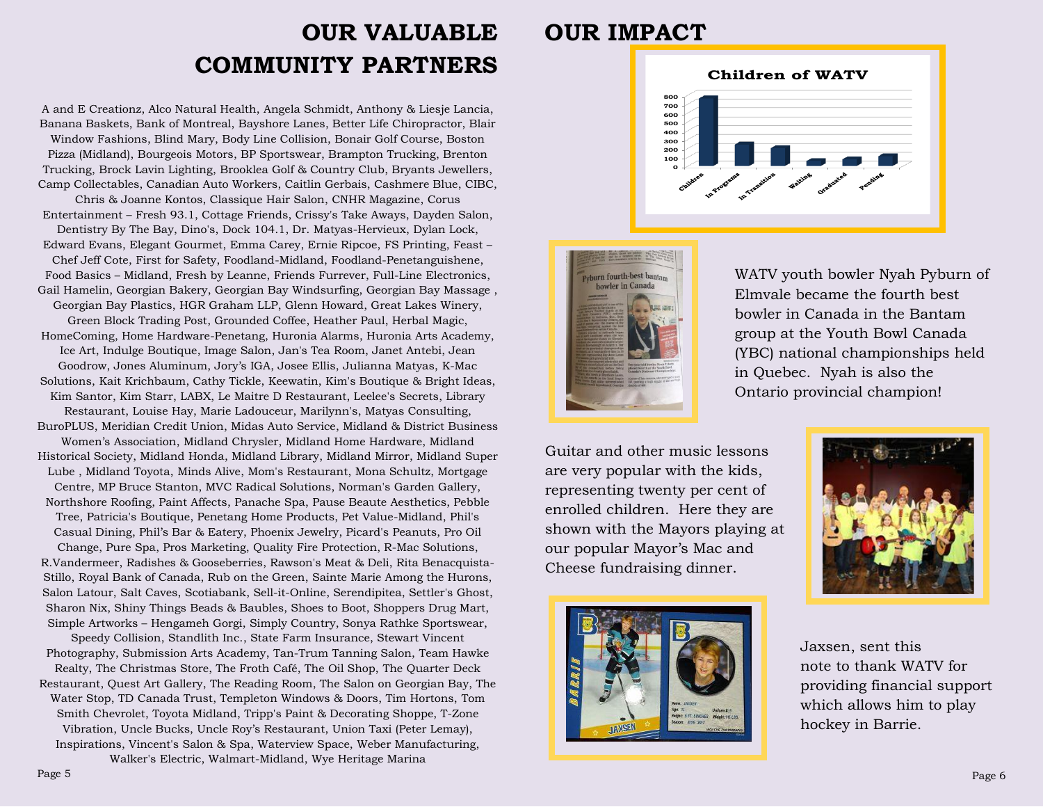# OUR VALUABLE COMMUNITY PARTNERS

A and E Creationz, Alco Natural Health, Angela Schmidt, Anthony & Liesje Lancia, Banana Baskets, Bank of Montreal, Bayshore Lanes, Better Life Chiropractor, Blair Window Fashions, Blind Mary, Body Line Collision, Bonair Golf Course, Boston Pizza (Midland), Bourgeois Motors, BP Sportswear, Brampton Trucking, Brenton Trucking, Brock Lavin Lighting, Brooklea Golf & Country Club, Bryants Jewellers, Camp Collectables, Canadian Auto Workers, Caitlin Gerbais, Cashmere Blue, CIBC, Chris & Joanne Kontos, Classique Hair Salon, CNHR Magazine, Corus Entertainment – Fresh 93.1, Cottage Friends, Crissy's Take Aways, Dayden Salon, Dentistry By The Bay, Dino's, Dock 104.1, Dr. Matyas-Hervieux, Dylan Lock, Edward Evans, Elegant Gourmet, Emma Carey, Ernie Ripcoe, FS Printing, Feast – Chef Jeff Cote, First for Safety, Foodland-Midland, Foodland-Penetanguishene, Food Basics – Midland, Fresh by Leanne, Friends Furrever, Full-Line Electronics, Gail Hamelin, Georgian Bakery, Georgian Bay Windsurfing, Georgian Bay Massage , Georgian Bay Plastics, HGR Graham LLP, Glenn Howard, Great Lakes Winery, Green Block Trading Post, Grounded Coffee, Heather Paul, Herbal Magic, HomeComing, Home Hardware-Penetang, Huronia Alarms, Huronia Arts Academy, Ice Art, Indulge Boutique, Image Salon, Jan's Tea Room, Janet Antebi, Jean Goodrow, Jones Aluminum, Jory's IGA, Josee Ellis, Julianna Matyas, K-Mac Solutions, Kait Krichbaum, Cathy Tickle, Keewatin, Kim's Boutique & Bright Ideas, Kim Santor, Kim Starr, LABX, Le Maitre D Restaurant, Leelee's Secrets, Library Restaurant, Louise Hay, Marie Ladouceur, Marilynn's, Matyas Consulting, BuroPLUS, Meridian Credit Union, Midas Auto Service, Midland & District Business Women's Association, Midland Chrysler, Midland Home Hardware, Midland Historical Society, Midland Honda, Midland Library, Midland Mirror, Midland Super Lube , Midland Toyota, Minds Alive, Mom's Restaurant, Mona Schultz, Mortgage Centre, MP Bruce Stanton, MVC Radical Solutions, Norman's Garden Gallery, Northshore Roofing, Paint Affects, Panache Spa, Pause Beaute Aesthetics, Pebble Tree, Patricia's Boutique, Penetang Home Products, Pet Value-Midland, Phil's Casual Dining, Phil's Bar & Eatery, Phoenix Jewelry, Picard's Peanuts, Pro Oil Change, Pure Spa, Pros Marketing, Quality Fire Protection, R-Mac Solutions, R.Vandermeer, Radishes & Gooseberries, Rawson's Meat & Deli, Rita Benacquista-Stillo, Royal Bank of Canada, Rub on the Green, Sainte Marie Among the Hurons, Salon Latour, Salt Caves, Scotiabank, Sell-it-Online, Serendipitea, Settler's Ghost, Sharon Nix, Shiny Things Beads & Baubles, Shoes to Boot, Shoppers Drug Mart, Simple Artworks – Hengameh Gorgi, Simply Country, Sonya Rathke Sportswear, Speedy Collision, Standlith Inc., State Farm Insurance, Stewart Vincent Photography, Submission Arts Academy, Tan-Trum Tanning Salon, Team Hawke Realty, The Christmas Store, The Froth Café, The Oil Shop, The Quarter Deck Restaurant, Quest Art Gallery, The Reading Room, The Salon on Georgian Bay, The Water Stop, TD Canada Trust, Templeton Windows & Doors, Tim Hortons, Tom Smith Chevrolet, Toyota Midland, Tripp's Paint & Decorating Shoppe, T-Zone Vibration, Uncle Bucks, Uncle Roy's Restaurant, Union Taxi (Peter Lemay), Inspirations, Vincent's Salon & Spa, Waterview Space, Weber Manufacturing, Walker's Electric, Walmart-Midland, Wye Heritage Marina

# OUR IMPACT

**Children of WATV**

| Category | Approx. count |
|---|---|
| Children | ~780 |
| In Programs | ~260 |
| In Transition | ~220 |
| Waiting | ~60 |
| Graduated | ~90 |
| Pending | ~120 |

WATV youth bowler Nyah Pyburn of Elmvale became the fourth best bowler in Canada in the Bantam group at the Youth Bowl Canada (YBC) national championships held in Quebec. Nyah is also the Ontario provincial champion!

Guitar and other music lessons are very popular with the kids, representing twenty per cent of enrolled children. Here they are shown with the Mayors playing at our popular Mayor's Mac and Cheese fundraising dinner.

Jaxsen, sent this note to thank WATV for providing financial support which allows him to play hockey in Barrie.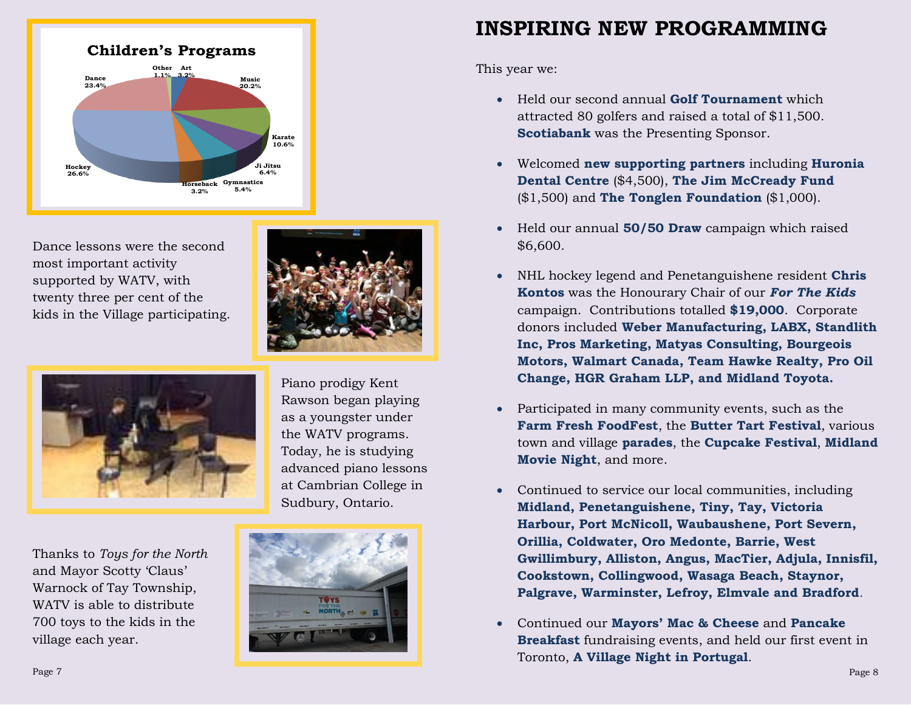**Children's Programs**

| Program | Percentage |
|---|---|
| Hockey | 26.6% |
| Dance | 23.4% |
| Music | 20.2% |
| Karate | 10.6% |
| Ji Jitsu | 6.4% |
| Gymnastics | 5.4% |
| Horseback | 3.2% |
| Art | 3.2% |
| Other | 1.1% |

Dance lessons were the second most important activity supported by WATV, with twenty three per cent of the kids in the Village participating.

Piano prodigy Kent Rawson began playing as a youngster under the WATV programs. Today, he is studying advanced piano lessons at Cambrian College in Sudbury, Ontario.

Thanks to *Toys for the North* and Mayor Scotty 'Claus' Warnock of Tay Township, WATV is able to distribute 700 toys to the kids in the village each year.

# INSPIRING NEW PROGRAMMING

This year we:

- Held our second annual **Golf Tournament** which attracted 80 golfers and raised a total of $11,500. **Scotiabank** was the Presenting Sponsor.
- Welcomed **new supporting partners** including **Huronia Dental Centre** ($4,500), **The Jim McCready Fund** ($1,500) and **The Tonglen Foundation** ($1,000).
- Held our annual **50/50 Draw** campaign which raised $6,600.
- NHL hockey legend and Penetanguishene resident **Chris Kontos** was the Honourary Chair of our ***For The Kids*** campaign. Contributions totalled **$19,000**. Corporate donors included **Weber Manufacturing, LABX, Standlith Inc, Pros Marketing, Matyas Consulting, Bourgeois Motors, Walmart Canada, Team Hawke Realty, Pro Oil Change, HGR Graham LLP, and Midland Toyota.**
- Participated in many community events, such as the **Farm Fresh FoodFest**, the **Butter Tart Festival**, various town and village **parades**, the **Cupcake Festival**, **Midland Movie Night**, and more.
- Continued to service our local communities, including **Midland, Penetanguishene, Tiny, Tay, Victoria Harbour, Port McNicoll, Waubaushene, Port Severn, Orillia, Coldwater, Oro Medonte, Barrie, West Gwillimbury, Alliston, Angus, MacTier, Adjula, Innisfil, Cookstown, Collingwood, Wasaga Beach, Staynor, Palgrave, Warminster, Lefroy, Elmvale and Bradford**.
- Continued our **Mayors' Mac & Cheese** and **Pancake Breakfast** fundraising events, and held our first event in Toronto, **A Village Night in Portugal**.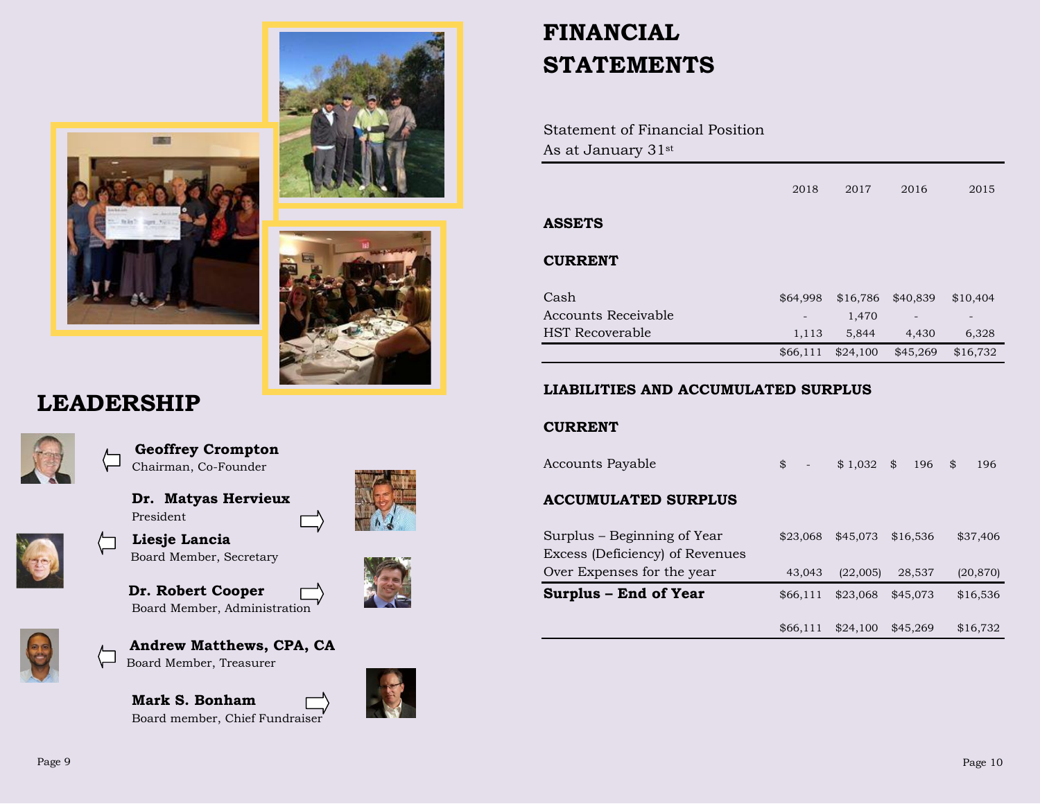# LEADERSHIP

**Geoffrey Crompton**
Chairman, Co-Founder

**Dr. Matyas Hervieux**
President

**Liesje Lancia**
Board Member, Secretary

**Dr. Robert Cooper**
Board Member, Administration

**Andrew Matthews, CPA, CA**
Board Member, Treasurer

**Mark S. Bonham**
Board member, Chief Fundraiser

# FINANCIAL STATEMENTS

Statement of Financial Position
As at January 31st

| | 2018 | 2017 | 2016 | 2015 |
|---|---|---|---|---|
| **ASSETS** | | | | |
| **CURRENT** | | | | |
| Cash | $64,998 | $16,786 | $40,839 | $10,404 |
| Accounts Receivable | - | 1,470 | - | - |
| HST Recoverable | 1,113 | 5,844 | 4,430 | 6,328 |
| | $66,111 | $24,100 | $45,269 | $16,732 |
| **LIABILITIES AND ACCUMULATED SURPLUS** | | | | |
| **CURRENT** | | | | |
| Accounts Payable | $ - | $ 1,032 | $ 196 | $ 196 |
| **ACCUMULATED SURPLUS** | | | | |
| Surplus – Beginning of Year | $23,068 | $45,073 | $16,536 | $37,406 |
| Excess (Deficiency) of Revenues Over Expenses for the year | 43,043 | (22,005) | 28,537 | (20,870) |
| **Surplus – End of Year** | $66,111 | $23,068 | $45,073 | $16,536 |
| | $66,111 | $24,100 | $45,269 | $16,732 |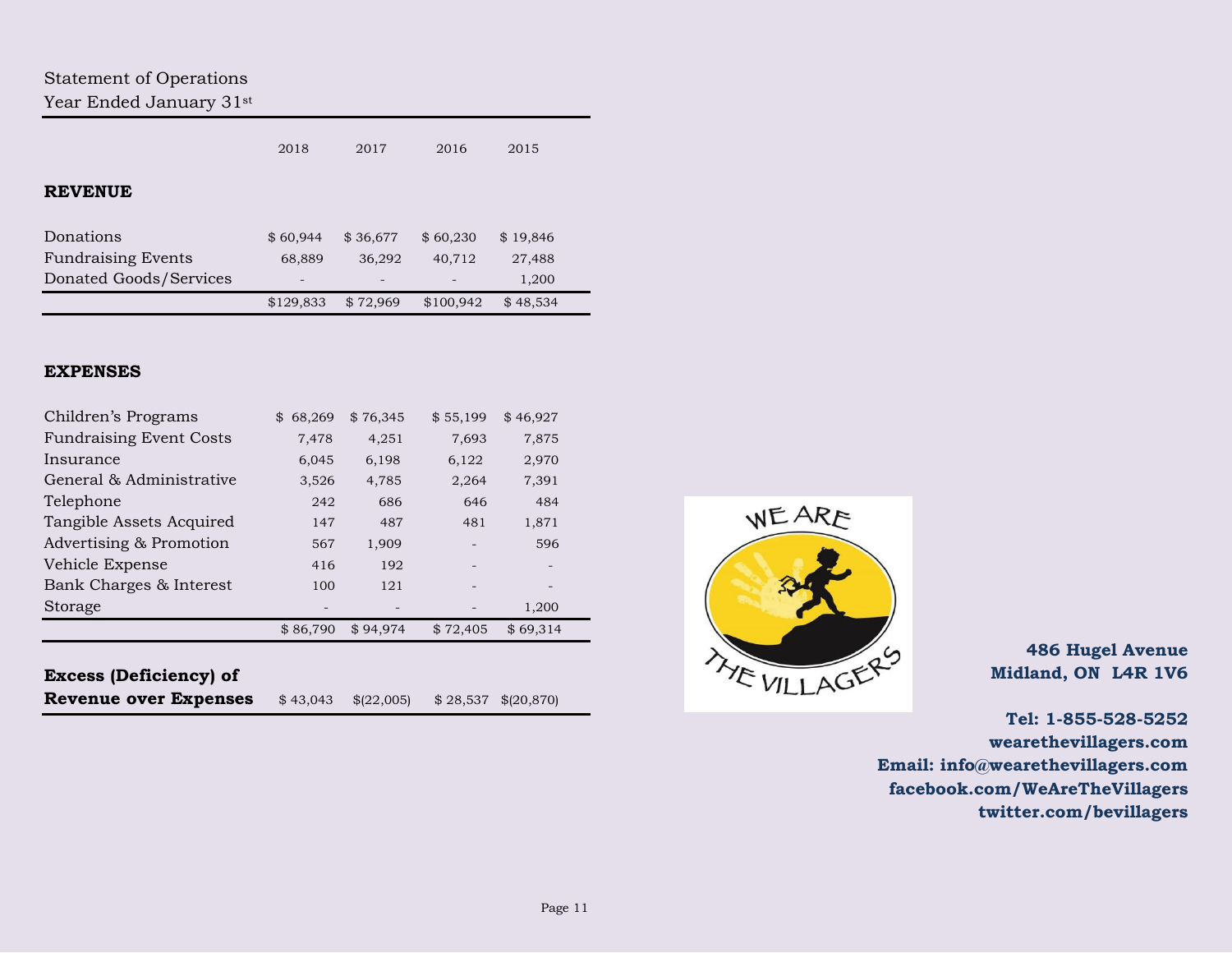Statement of Operations

Year Ended January 31st

| | 2018 | 2017 | 2016 | 2015 |
|---|---|---|---|---|
| **REVENUE** | | | | |
| Donations | $ 60,944 | $ 36,677 | $ 60,230 | $ 19,846 |
| Fundraising Events | 68,889 | 36,292 | 40,712 | 27,488 |
| Donated Goods/Services | - | - | - | 1,200 |
| | $129,833 | $ 72,969 | $100,942 | $ 48,534 |
| **EXPENSES** | | | | |
| Children's Programs | $ 68,269 | $ 76,345 | $ 55,199 | $ 46,927 |
| Fundraising Event Costs | 7,478 | 4,251 | 7,693 | 7,875 |
| Insurance | 6,045 | 6,198 | 6,122 | 2,970 |
| General & Administrative | 3,526 | 4,785 | 2,264 | 7,391 |
| Telephone | 242 | 686 | 646 | 484 |
| Tangible Assets Acquired | 147 | 487 | 481 | 1,871 |
| Advertising & Promotion | 567 | 1,909 | - | 596 |
| Vehicle Expense | 416 | 192 | - | - |
| Bank Charges & Interest | 100 | 121 | - | - |
| Storage | - | - | - | 1,200 |
| | $ 86,790 | $ 94,974 | $ 72,405 | $ 69,314 |
| **Excess (Deficiency) of Revenue over Expenses** | $ 43,043 | $(22,005) | $ 28,537 | $(20,870) |

WE ARE THE VILLAGERS

**486 Hugel Avenue**
**Midland, ON L4R 1V6**

**Tel: 1-855-528-5252**
**wearethevillagers.com**
**Email: info@wearethevillagers.com**
**facebook.com/WeAreTheVillagers**
**twitter.com/bevillagers**